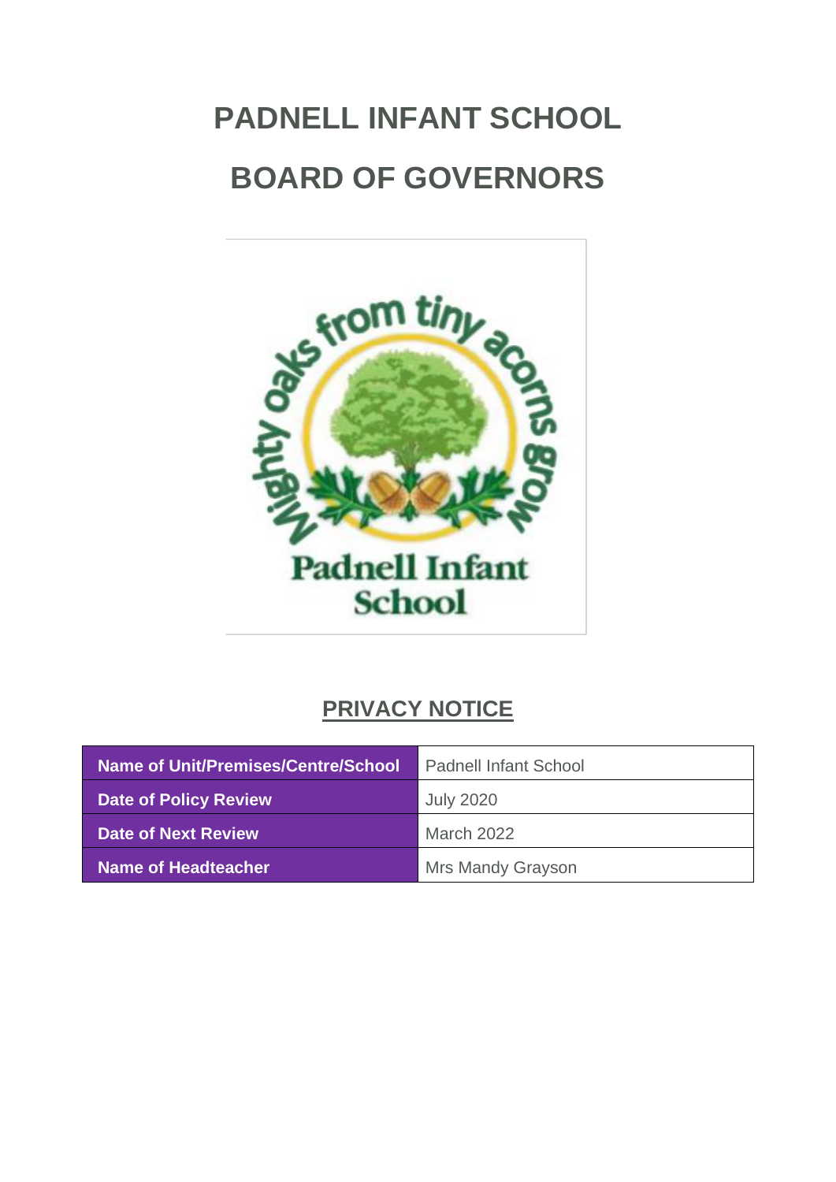# PADNELL INFANT SCHOOL

# BOARD OF GOVERNORS

## PRIVACY NOTICE

| Name of Unit/Premises/Centre/School | Padnell Infant School |
|---|---|
| Date of Policy Review | July 2020 |
| Date of Next Review | March 2022 |
| Name of Headteacher | Mrs Mandy Grayson |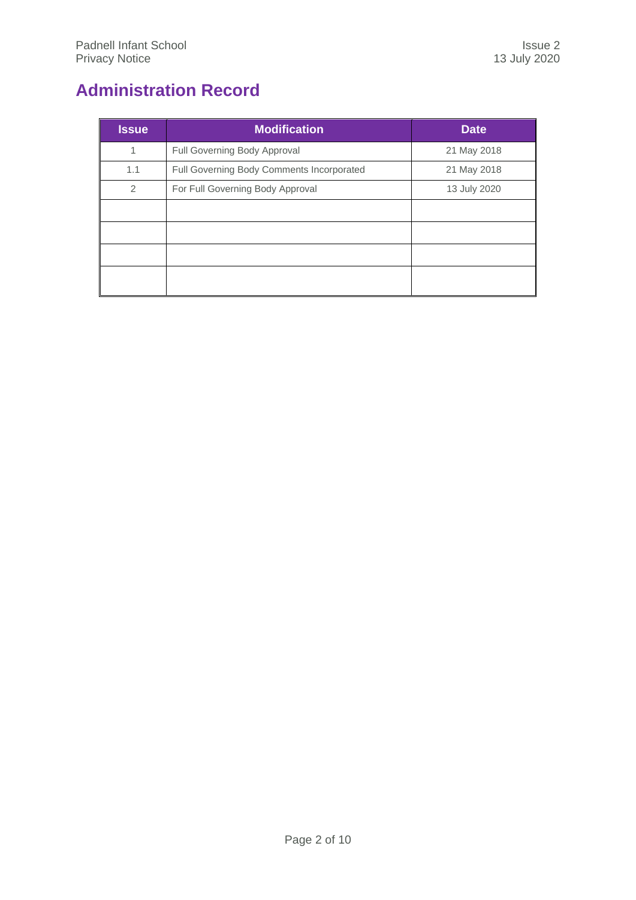# Administration Record

| Issue | Modification | Date |
| --- | --- | --- |
| 1 | Full Governing Body Approval | 21 May 2018 |
| 1.1 | Full Governing Body Comments Incorporated | 21 May 2018 |
| 2 | For Full Governing Body Approval | 13 July 2020 |
| | | |
| | | |
| | | |
| | | |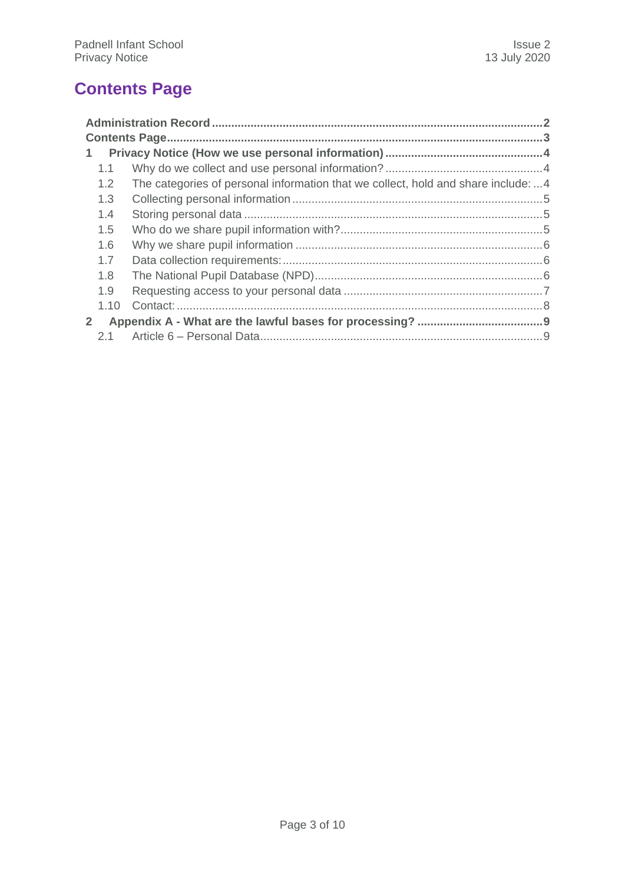# Contents Page

**Administration Record** ....................................................................................................... **2**
**Contents Page** ..................................................................................................................... **3**
**1 Privacy Notice (How we use personal information)** ..................................................... **4**
- 1.1 Why do we collect and use personal information? ................................................ 4
- 1.2 The categories of personal information that we collect, hold and share include: ... 4
- 1.3 Collecting personal information ............................................................................. 5
- 1.4 Storing personal data ............................................................................................. 5
- 1.5 Who do we share pupil information with? .............................................................. 5
- 1.6 Why we share pupil information ............................................................................ 6
- 1.7 Data collection requirements: ................................................................................ 6
- 1.8 The National Pupil Database (NPD) ...................................................................... 6
- 1.9 Requesting access to your personal data ............................................................. 7
- 1.10 Contact: ................................................................................................................ 8

**2 Appendix A - What are the lawful bases for processing?** ............................................ **9**
- 2.1 Article 6 – Personal Data ....................................................................................... 9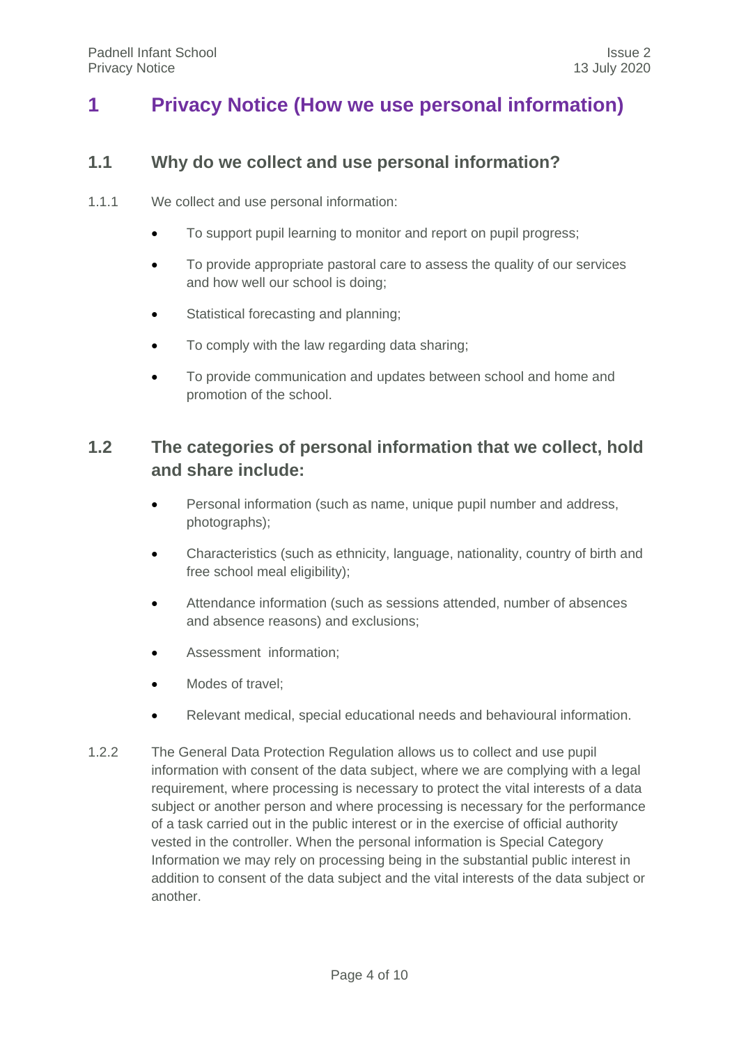# 1 Privacy Notice (How we use personal information)

## 1.1 Why do we collect and use personal information?

1.1.1 We collect and use personal information:

- To support pupil learning to monitor and report on pupil progress;
- To provide appropriate pastoral care to assess the quality of our services and how well our school is doing;
- Statistical forecasting and planning;
- To comply with the law regarding data sharing;
- To provide communication and updates between school and home and promotion of the school.

## 1.2 The categories of personal information that we collect, hold and share include:

- Personal information (such as name, unique pupil number and address, photographs);
- Characteristics (such as ethnicity, language, nationality, country of birth and free school meal eligibility);
- Attendance information (such as sessions attended, number of absences and absence reasons) and exclusions;
- Assessment information;
- Modes of travel;
- Relevant medical, special educational needs and behavioural information.

1.2.2 The General Data Protection Regulation allows us to collect and use pupil information with consent of the data subject, where we are complying with a legal requirement, where processing is necessary to protect the vital interests of a data subject or another person and where processing is necessary for the performance of a task carried out in the public interest or in the exercise of official authority vested in the controller. When the personal information is Special Category Information we may rely on processing being in the substantial public interest in addition to consent of the data subject and the vital interests of the data subject or another.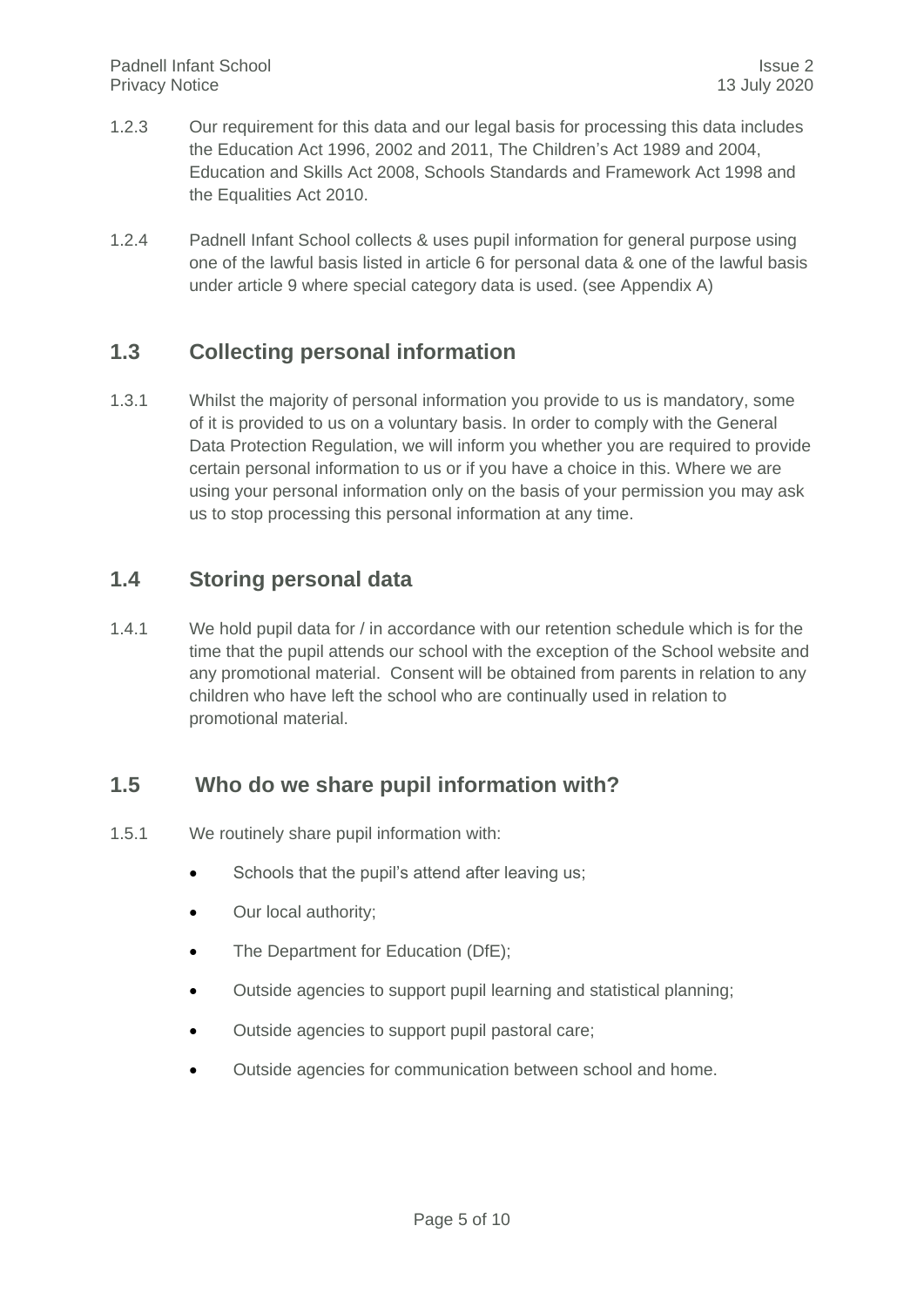1.2.3 Our requirement for this data and our legal basis for processing this data includes the Education Act 1996, 2002 and 2011, The Children's Act 1989 and 2004, Education and Skills Act 2008, Schools Standards and Framework Act 1998 and the Equalities Act 2010.

1.2.4 Padnell Infant School collects & uses pupil information for general purpose using one of the lawful basis listed in article 6 for personal data & one of the lawful basis under article 9 where special category data is used. (see Appendix A)

## 1.3 Collecting personal information

1.3.1 Whilst the majority of personal information you provide to us is mandatory, some of it is provided to us on a voluntary basis. In order to comply with the General Data Protection Regulation, we will inform you whether you are required to provide certain personal information to us or if you have a choice in this. Where we are using your personal information only on the basis of your permission you may ask us to stop processing this personal information at any time.

## 1.4 Storing personal data

1.4.1 We hold pupil data for / in accordance with our retention schedule which is for the time that the pupil attends our school with the exception of the School website and any promotional material. Consent will be obtained from parents in relation to any children who have left the school who are continually used in relation to promotional material.

## 1.5 Who do we share pupil information with?

1.5.1 We routinely share pupil information with:

- Schools that the pupil's attend after leaving us;
- Our local authority;
- The Department for Education (DfE);
- Outside agencies to support pupil learning and statistical planning;
- Outside agencies to support pupil pastoral care;
- Outside agencies for communication between school and home.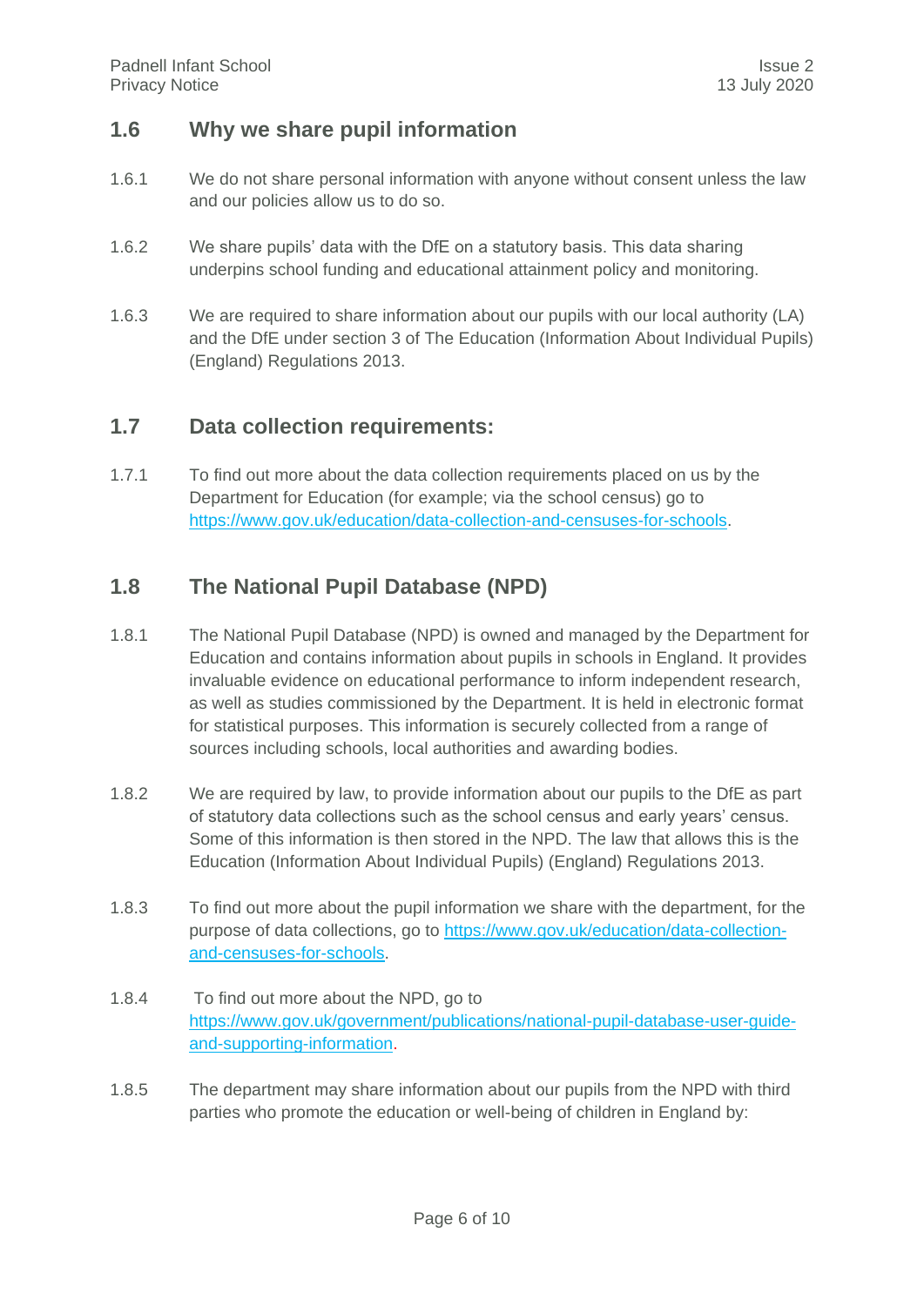## 1.6 Why we share pupil information

1.6.1 We do not share personal information with anyone without consent unless the law and our policies allow us to do so.

1.6.2 We share pupils' data with the DfE on a statutory basis. This data sharing underpins school funding and educational attainment policy and monitoring.

1.6.3 We are required to share information about our pupils with our local authority (LA) and the DfE under section 3 of The Education (Information About Individual Pupils) (England) Regulations 2013.

## 1.7 Data collection requirements:

1.7.1 To find out more about the data collection requirements placed on us by the Department for Education (for example; via the school census) go to https://www.gov.uk/education/data-collection-and-censuses-for-schools.

## 1.8 The National Pupil Database (NPD)

1.8.1 The National Pupil Database (NPD) is owned and managed by the Department for Education and contains information about pupils in schools in England. It provides invaluable evidence on educational performance to inform independent research, as well as studies commissioned by the Department. It is held in electronic format for statistical purposes. This information is securely collected from a range of sources including schools, local authorities and awarding bodies.

1.8.2 We are required by law, to provide information about our pupils to the DfE as part of statutory data collections such as the school census and early years' census. Some of this information is then stored in the NPD. The law that allows this is the Education (Information About Individual Pupils) (England) Regulations 2013.

1.8.3 To find out more about the pupil information we share with the department, for the purpose of data collections, go to https://www.gov.uk/education/data-collection-and-censuses-for-schools.

1.8.4 To find out more about the NPD, go to https://www.gov.uk/government/publications/national-pupil-database-user-guide-and-supporting-information.

1.8.5 The department may share information about our pupils from the NPD with third parties who promote the education or well-being of children in England by: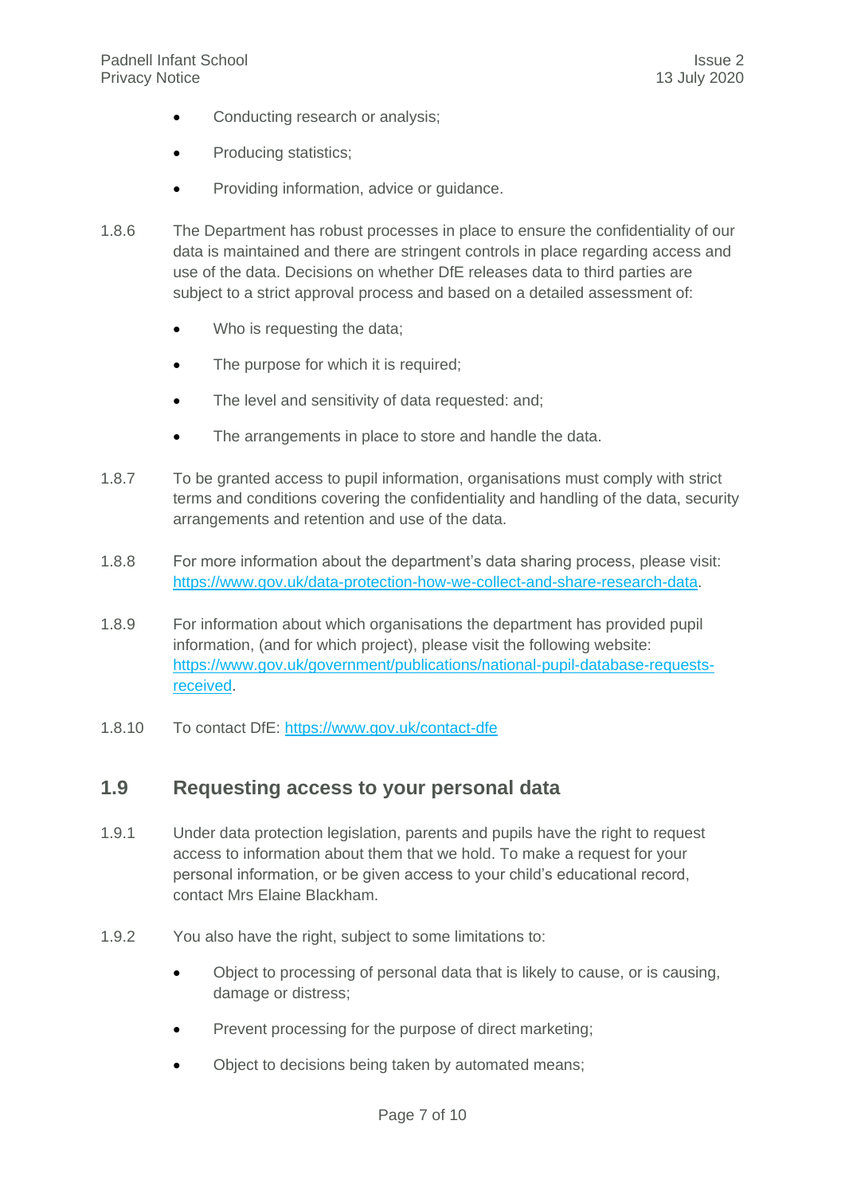- Conducting research or analysis;
- Producing statistics;
- Providing information, advice or guidance.

1.8.6 The Department has robust processes in place to ensure the confidentiality of our data is maintained and there are stringent controls in place regarding access and use of the data. Decisions on whether DfE releases data to third parties are subject to a strict approval process and based on a detailed assessment of:

- Who is requesting the data;
- The purpose for which it is required;
- The level and sensitivity of data requested: and;
- The arrangements in place to store and handle the data.

1.8.7 To be granted access to pupil information, organisations must comply with strict terms and conditions covering the confidentiality and handling of the data, security arrangements and retention and use of the data.

1.8.8 For more information about the department's data sharing process, please visit: [https://www.gov.uk/data-protection-how-we-collect-and-share-research-data](https://www.gov.uk/data-protection-how-we-collect-and-share-research-data).

1.8.9 For information about which organisations the department has provided pupil information, (and for which project), please visit the following website: [https://www.gov.uk/government/publications/national-pupil-database-requests-received](https://www.gov.uk/government/publications/national-pupil-database-requests-received).

1.8.10 To contact DfE: [https://www.gov.uk/contact-dfe](https://www.gov.uk/contact-dfe)

## 1.9 Requesting access to your personal data

1.9.1 Under data protection legislation, parents and pupils have the right to request access to information about them that we hold. To make a request for your personal information, or be given access to your child's educational record, contact Mrs Elaine Blackham.

1.9.2 You also have the right, subject to some limitations to:

- Object to processing of personal data that is likely to cause, or is causing, damage or distress;
- Prevent processing for the purpose of direct marketing;
- Object to decisions being taken by automated means;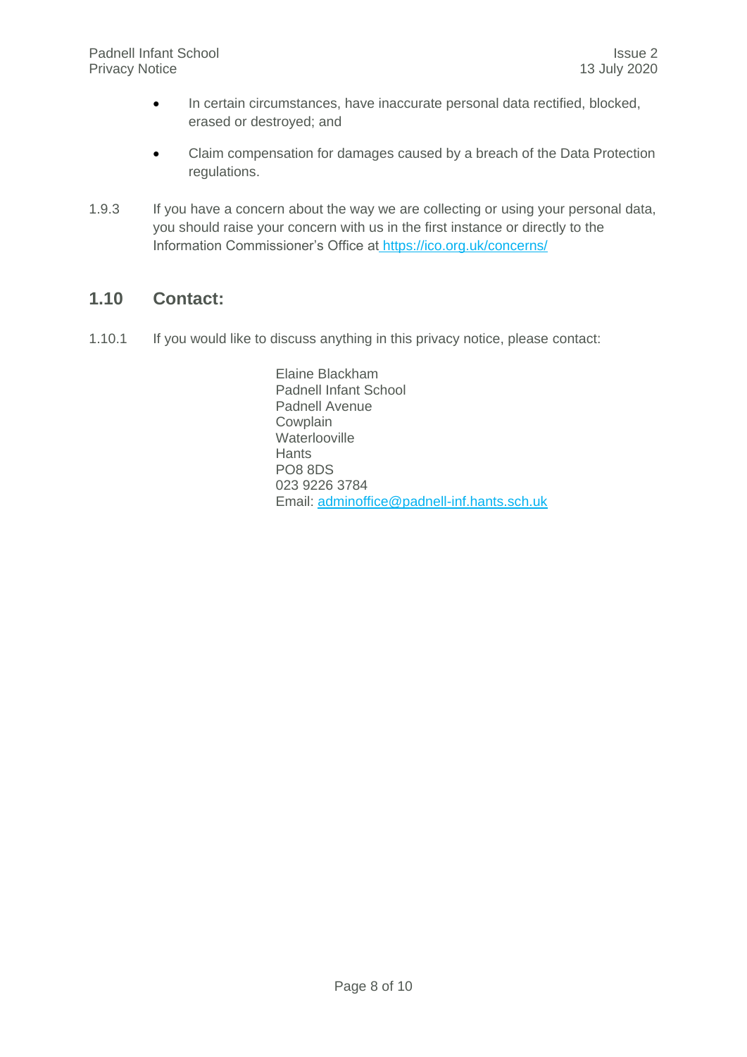- In certain circumstances, have inaccurate personal data rectified, blocked, erased or destroyed; and
- Claim compensation for damages caused by a breach of the Data Protection regulations.

1.9.3 If you have a concern about the way we are collecting or using your personal data, you should raise your concern with us in the first instance or directly to the Information Commissioner's Office at https://ico.org.uk/concerns/

## 1.10 Contact:

1.10.1 If you would like to discuss anything in this privacy notice, please contact:

Elaine Blackham
Padnell Infant School
Padnell Avenue
Cowplain
Waterlooville
Hants
PO8 8DS
023 9226 3784
Email: adminoffice@padnell-inf.hants.sch.uk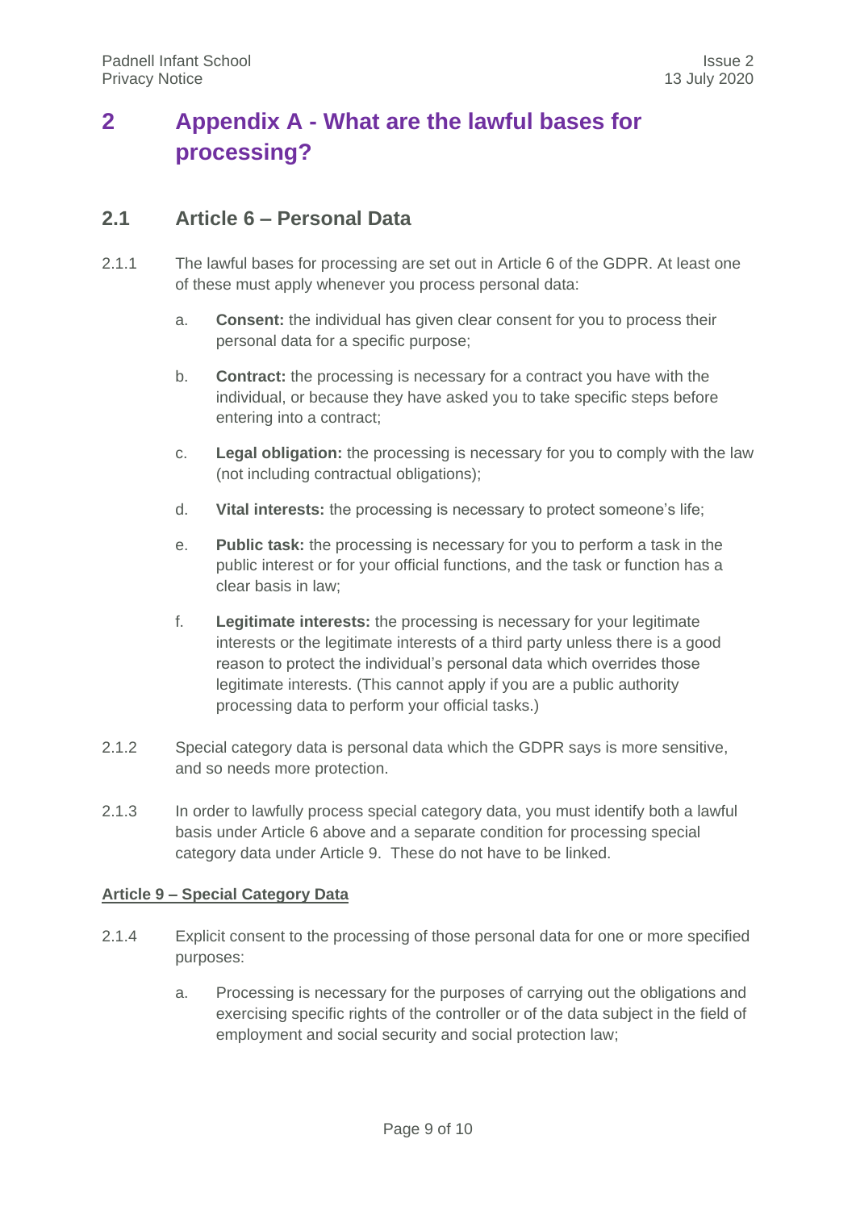# 2 Appendix A - What are the lawful bases for processing?

## 2.1 Article 6 – Personal Data

2.1.1 The lawful bases for processing are set out in Article 6 of the GDPR. At least one of these must apply whenever you process personal data:

a. **Consent:** the individual has given clear consent for you to process their personal data for a specific purpose;

b. **Contract:** the processing is necessary for a contract you have with the individual, or because they have asked you to take specific steps before entering into a contract;

c. **Legal obligation:** the processing is necessary for you to comply with the law (not including contractual obligations);

d. **Vital interests:** the processing is necessary to protect someone's life;

e. **Public task:** the processing is necessary for you to perform a task in the public interest or for your official functions, and the task or function has a clear basis in law;

f. **Legitimate interests:** the processing is necessary for your legitimate interests or the legitimate interests of a third party unless there is a good reason to protect the individual's personal data which overrides those legitimate interests. (This cannot apply if you are a public authority processing data to perform your official tasks.)

2.1.2 Special category data is personal data which the GDPR says is more sensitive, and so needs more protection.

2.1.3 In order to lawfully process special category data, you must identify both a lawful basis under Article 6 above and a separate condition for processing special category data under Article 9. These do not have to be linked.

**Article 9 – Special Category Data**

2.1.4 Explicit consent to the processing of those personal data for one or more specified purposes:

a. Processing is necessary for the purposes of carrying out the obligations and exercising specific rights of the controller or of the data subject in the field of employment and social security and social protection law;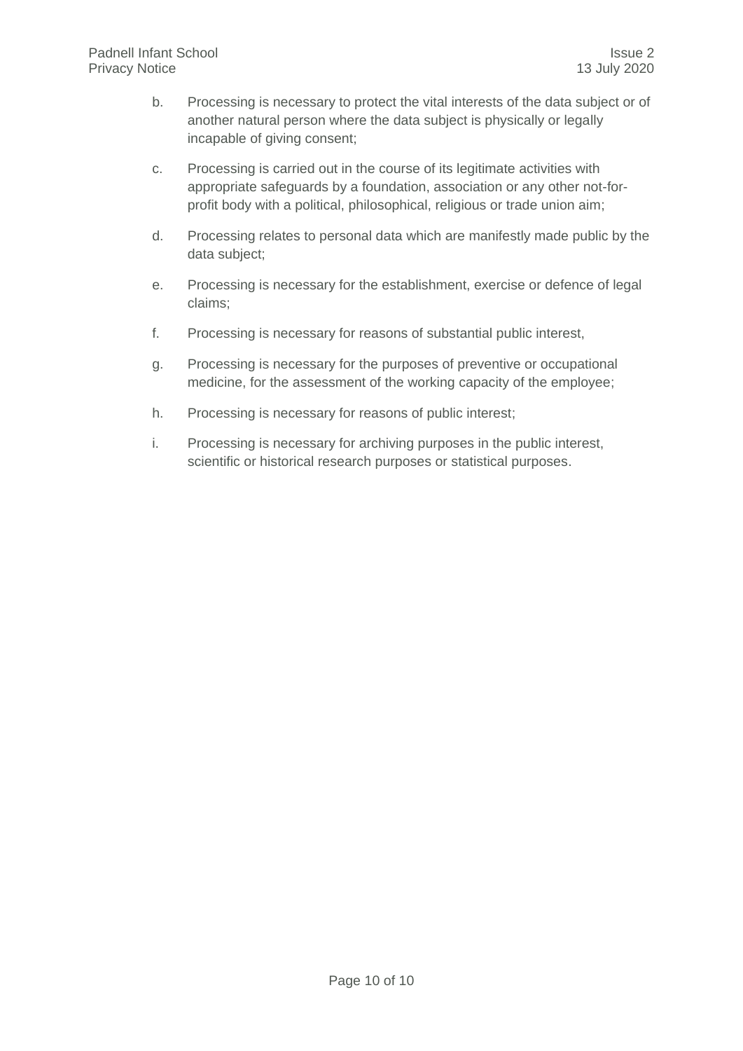b. Processing is necessary to protect the vital interests of the data subject or of another natural person where the data subject is physically or legally incapable of giving consent;

c. Processing is carried out in the course of its legitimate activities with appropriate safeguards by a foundation, association or any other not-for-profit body with a political, philosophical, religious or trade union aim;

d. Processing relates to personal data which are manifestly made public by the data subject;

e. Processing is necessary for the establishment, exercise or defence of legal claims;

f. Processing is necessary for reasons of substantial public interest,

g. Processing is necessary for the purposes of preventive or occupational medicine, for the assessment of the working capacity of the employee;

h. Processing is necessary for reasons of public interest;

i. Processing is necessary for archiving purposes in the public interest, scientific or historical research purposes or statistical purposes.